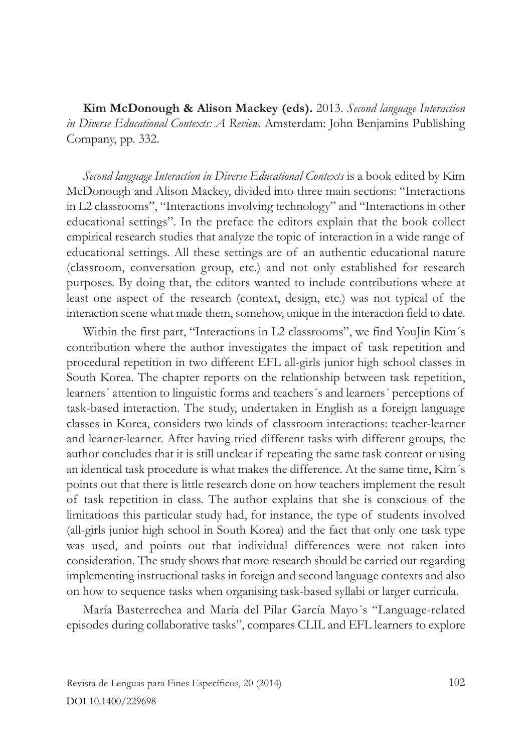**Kim McDonough & Alison Mackey (eds).** 2013. *Second language Interaction in Diverse Educational Contexts: A Review.* Amsterdam: John Benjamins Publishing Company, pp. 332.

*Second language Interaction in Diverse Educational Contexts* is a book edited by Kim McDonough and Alison Mackey, divided into three main sections: "Interactions in L2 classrooms", "Interactions involving technology" and "Interactions in other educational settings". In the preface the editors explain that the book collect empirical research studies that analyze the topic of interaction in a wide range of educational settings. All these settings are of an authentic educational nature (classroom, conversation group, etc.) and not only established for research purposes. By doing that, the editors wanted to include contributions where at least one aspect of the research (context, design, etc.) was not typical of the interaction scene what made them, somehow, unique in the interaction field to date.

Within the first part, "Interactions in L2 classrooms", we find YouJin Kim´s contribution where the author investigates the impact of task repetition and procedural repetition in two different EFL all-girls junior high school classes in South Korea. The chapter reports on the relationship between task repetition, learners´ attention to linguistic forms and teachers´s and learners´ perceptions of task-based interaction. The study, undertaken in English as a foreign language classes in Korea, considers two kinds of classroom interactions: teacher-learner and learner-learner. After having tried different tasks with different groups, the author concludes that it is still unclear if repeating the same task content or using an identical task procedure is what makes the difference. At the same time, Kim´s points out that there is little research done on how teachers implement the result of task repetition in class. The author explains that she is conscious of the limitations this particular study had, for instance, the type of students involved (all-girls junior high school in South Korea) and the fact that only one task type was used, and points out that individual differences were not taken into consideration. The study shows that more research should be carried out regarding implementing instructional tasks in foreign and second language contexts and also on how to sequence tasks when organising task-based syllabi or larger curricula.

María Basterrechea and María del Pilar García Mayo´s "Language-related episodes during collaborative tasks", compares CLIL and EFL learners to explore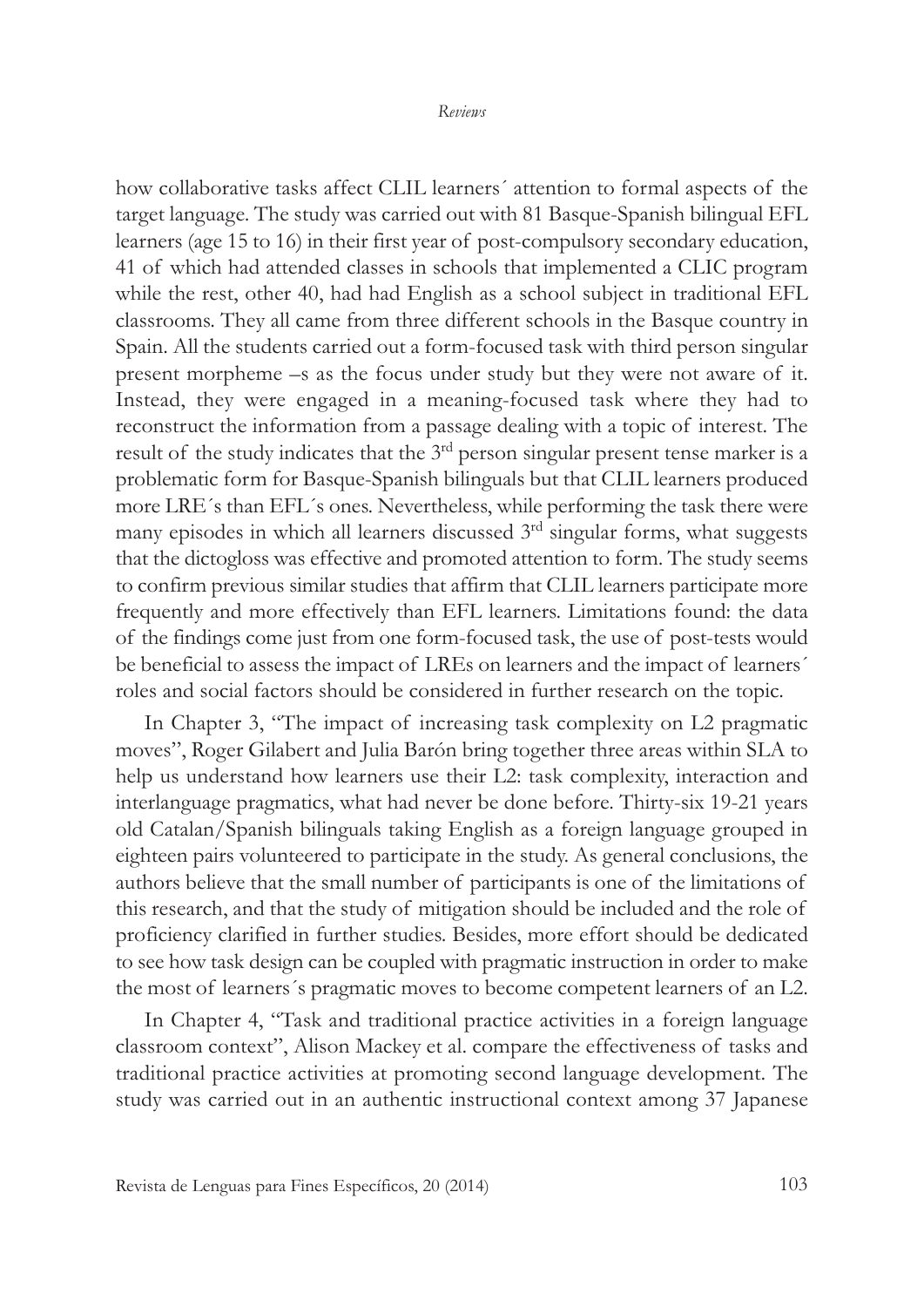how collaborative tasks affect CLIL learners´ attention to formal aspects of the target language. The study was carried out with 81 Basque-Spanish bilingual EFL learners (age 15 to 16) in their first year of post-compulsory secondary education, 41 of which had attended classes in schools that implemented a CLIC program while the rest, other 40, had had English as a school subject in traditional EFL classrooms. They all came from three different schools in the Basque country in Spain. All the students carried out a form-focused task with third person singular present morpheme –s as the focus under study but they were not aware of it. Instead, they were engaged in a meaning-focused task where they had to reconstruct the information from a passage dealing with a topic of interest. The result of the study indicates that the 3rd person singular present tense marker is a problematic form for Basque-Spanish bilinguals but that CLIL learners produced more LRE´s than EFL´s ones. Nevertheless, while performing the task there were many episodes in which all learners discussed 3rd singular forms, what suggests that the dictogloss was effective and promoted attention to form. The study seems to confirm previous similar studies that affirm that CLIL learners participate more frequently and more effectively than EFL learners. Limitations found: the data of the findings come just from one form-focused task, the use of post-tests would be beneficial to assess the impact of LREs on learners and the impact of learners´ roles and social factors should be considered in further research on the topic.

In Chapter 3, "The impact of increasing task complexity on L2 pragmatic moves", Roger Gilabert and Julia Barón bring together three areas within SLA to help us understand how learners use their L2: task complexity, interaction and interlanguage pragmatics, what had never be done before. Thirty-six 19-21 years old Catalan/Spanish bilinguals taking English as a foreign language grouped in eighteen pairs volunteered to participate in the study. As general conclusions, the authors believe that the small number of participants is one of the limitations of this research, and that the study of mitigation should be included and the role of proficiency clarified in further studies. Besides, more effort should be dedicated to see how task design can be coupled with pragmatic instruction in order to make the most of learners´s pragmatic moves to become competent learners of an L2.

In Chapter 4, "Task and traditional practice activities in a foreign language classroom context", Alison Mackey et al. compare the effectiveness of tasks and traditional practice activities at promoting second language development. The study was carried out in an authentic instructional context among 37 Japanese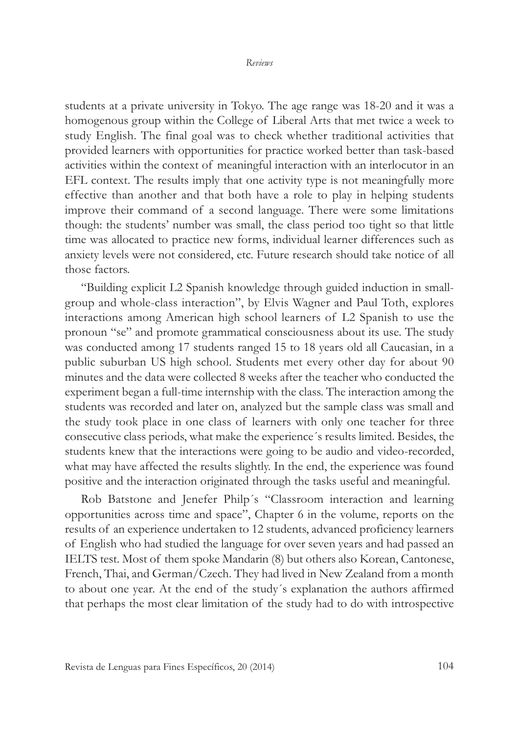students at a private university in Tokyo. The age range was 18-20 and it was a homogenous group within the College of Liberal Arts that met twice a week to study English. The final goal was to check whether traditional activities that provided learners with opportunities for practice worked better than task-based activities within the context of meaningful interaction with an interlocutor in an EFL context. The results imply that one activity type is not meaningfully more effective than another and that both have a role to play in helping students improve their command of a second language. There were some limitations though: the students' number was small, the class period too tight so that little time was allocated to practice new forms, individual learner differences such as anxiety levels were not considered, etc. Future research should take notice of all those factors.

"Building explicit L2 Spanish knowledge through guided induction in small-group and whole-class interaction", by Elvis Wagner and Paul Toth, explores interactions among American high school learners of L2 Spanish to use the pronoun "se" and promote grammatical consciousness about its use. The study was conducted among 17 students ranged 15 to 18 years old all Caucasian, in a public suburban US high school. Students met every other day for about 90 minutes and the data were collected 8 weeks after the teacher who conducted the experiment began a full-time internship with the class. The interaction among the students was recorded and later on, analyzed but the sample class was small and the study took place in one class of learners with only one teacher for three consecutive class periods, what make the experience´s results limited. Besides, the students knew that the interactions were going to be audio and video-recorded, what may have affected the results slightly. In the end, the experience was found positive and the interaction originated through the tasks useful and meaningful.

Rob Batstone and Jenefer Philp´s "Classroom interaction and learning opportunities across time and space", Chapter 6 in the volume, reports on the results of an experience undertaken to 12 students, advanced proficiency learners of English who had studied the language for over seven years and had passed an IELTS test. Most of them spoke Mandarin (8) but others also Korean, Cantonese, French, Thai, and German/Czech. They had lived in New Zealand from a month to about one year. At the end of the study´s explanation the authors affirmed that perhaps the most clear limitation of the study had to do with introspective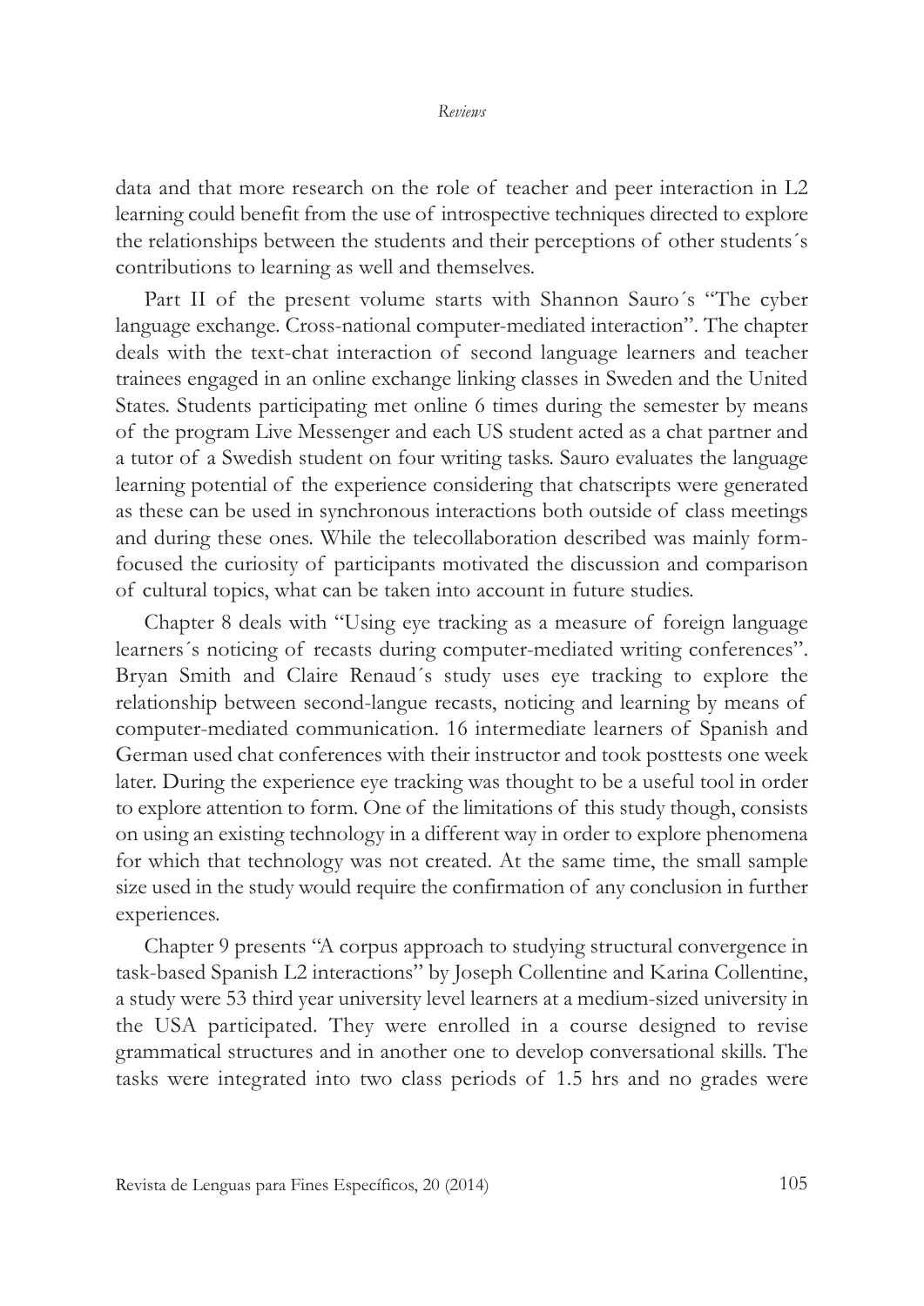data and that more research on the role of teacher and peer interaction in L2 learning could benefit from the use of introspective techniques directed to explore the relationships between the students and their perceptions of other students´s contributions to learning as well and themselves.

Part II of the present volume starts with Shannon Sauro´s "The cyber language exchange. Cross-national computer-mediated interaction". The chapter deals with the text-chat interaction of second language learners and teacher trainees engaged in an online exchange linking classes in Sweden and the United States. Students participating met online 6 times during the semester by means of the program Live Messenger and each US student acted as a chat partner and a tutor of a Swedish student on four writing tasks. Sauro evaluates the language learning potential of the experience considering that chatscripts were generated as these can be used in synchronous interactions both outside of class meetings and during these ones. While the telecollaboration described was mainly form-focused the curiosity of participants motivated the discussion and comparison of cultural topics, what can be taken into account in future studies.

Chapter 8 deals with "Using eye tracking as a measure of foreign language learners´s noticing of recasts during computer-mediated writing conferences". Bryan Smith and Claire Renaud´s study uses eye tracking to explore the relationship between second-langue recasts, noticing and learning by means of computer-mediated communication. 16 intermediate learners of Spanish and German used chat conferences with their instructor and took posttests one week later. During the experience eye tracking was thought to be a useful tool in order to explore attention to form. One of the limitations of this study though, consists on using an existing technology in a different way in order to explore phenomena for which that technology was not created. At the same time, the small sample size used in the study would require the confirmation of any conclusion in further experiences.

Chapter 9 presents "A corpus approach to studying structural convergence in task-based Spanish L2 interactions" by Joseph Collentine and Karina Collentine, a study were 53 third year university level learners at a medium-sized university in the USA participated. They were enrolled in a course designed to revise grammatical structures and in another one to develop conversational skills. The tasks were integrated into two class periods of 1.5 hrs and no grades were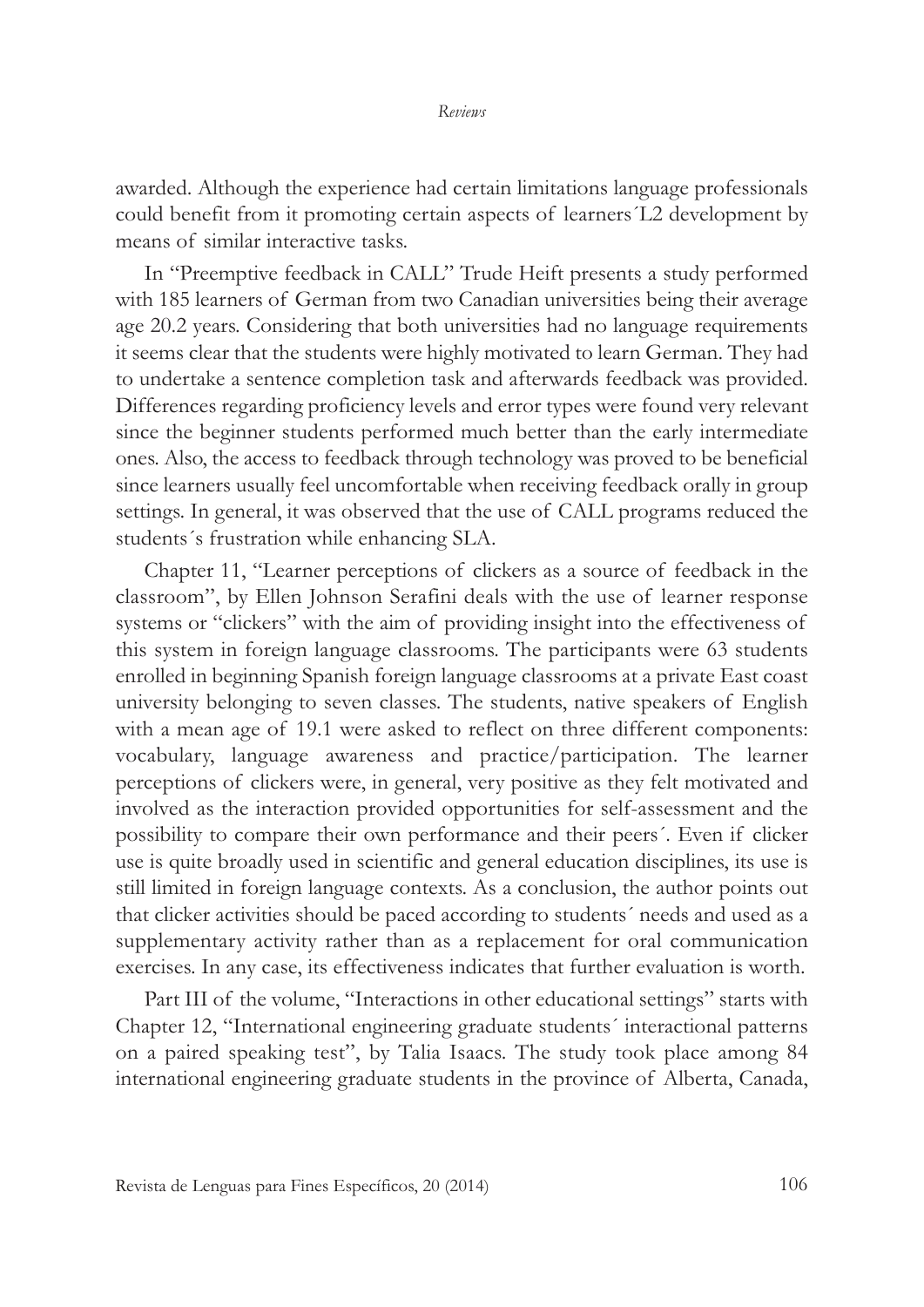awarded. Although the experience had certain limitations language professionals could benefit from it promoting certain aspects of learners´L2 development by means of similar interactive tasks.

In "Preemptive feedback in CALL" Trude Heift presents a study performed with 185 learners of German from two Canadian universities being their average age 20.2 years. Considering that both universities had no language requirements it seems clear that the students were highly motivated to learn German. They had to undertake a sentence completion task and afterwards feedback was provided. Differences regarding proficiency levels and error types were found very relevant since the beginner students performed much better than the early intermediate ones. Also, the access to feedback through technology was proved to be beneficial since learners usually feel uncomfortable when receiving feedback orally in group settings. In general, it was observed that the use of CALL programs reduced the students´s frustration while enhancing SLA.

Chapter 11, "Learner perceptions of clickers as a source of feedback in the classroom", by Ellen Johnson Serafini deals with the use of learner response systems or "clickers" with the aim of providing insight into the effectiveness of this system in foreign language classrooms. The participants were 63 students enrolled in beginning Spanish foreign language classrooms at a private East coast university belonging to seven classes. The students, native speakers of English with a mean age of 19.1 were asked to reflect on three different components: vocabulary, language awareness and practice/participation. The learner perceptions of clickers were, in general, very positive as they felt motivated and involved as the interaction provided opportunities for self-assessment and the possibility to compare their own performance and their peers´. Even if clicker use is quite broadly used in scientific and general education disciplines, its use is still limited in foreign language contexts. As a conclusion, the author points out that clicker activities should be paced according to students´ needs and used as a supplementary activity rather than as a replacement for oral communication exercises. In any case, its effectiveness indicates that further evaluation is worth.

Part III of the volume, "Interactions in other educational settings" starts with Chapter 12, "International engineering graduate students´ interactional patterns on a paired speaking test", by Talia Isaacs. The study took place among 84 international engineering graduate students in the province of Alberta, Canada,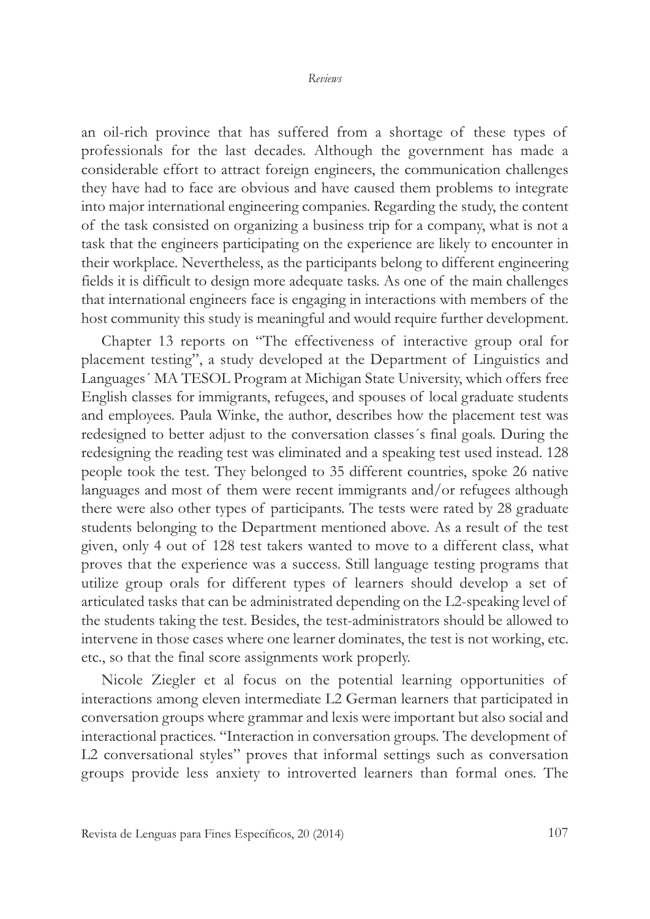an oil-rich province that has suffered from a shortage of these types of professionals for the last decades. Although the government has made a considerable effort to attract foreign engineers, the communication challenges they have had to face are obvious and have caused them problems to integrate into major international engineering companies. Regarding the study, the content of the task consisted on organizing a business trip for a company, what is not a task that the engineers participating on the experience are likely to encounter in their workplace. Nevertheless, as the participants belong to different engineering fields it is difficult to design more adequate tasks. As one of the main challenges that international engineers face is engaging in interactions with members of the host community this study is meaningful and would require further development.

Chapter 13 reports on "The effectiveness of interactive group oral for placement testing", a study developed at the Department of Linguistics and Languages´ MA TESOL Program at Michigan State University, which offers free English classes for immigrants, refugees, and spouses of local graduate students and employees. Paula Winke, the author, describes how the placement test was redesigned to better adjust to the conversation classes´s final goals. During the redesigning the reading test was eliminated and a speaking test used instead. 128 people took the test. They belonged to 35 different countries, spoke 26 native languages and most of them were recent immigrants and/or refugees although there were also other types of participants. The tests were rated by 28 graduate students belonging to the Department mentioned above. As a result of the test given, only 4 out of 128 test takers wanted to move to a different class, what proves that the experience was a success. Still language testing programs that utilize group orals for different types of learners should develop a set of articulated tasks that can be administrated depending on the L2-speaking level of the students taking the test. Besides, the test-administrators should be allowed to intervene in those cases where one learner dominates, the test is not working, etc. etc., so that the final score assignments work properly.

Nicole Ziegler et al focus on the potential learning opportunities of interactions among eleven intermediate L2 German learners that participated in conversation groups where grammar and lexis were important but also social and interactional practices. "Interaction in conversation groups. The development of L2 conversational styles" proves that informal settings such as conversation groups provide less anxiety to introverted learners than formal ones. The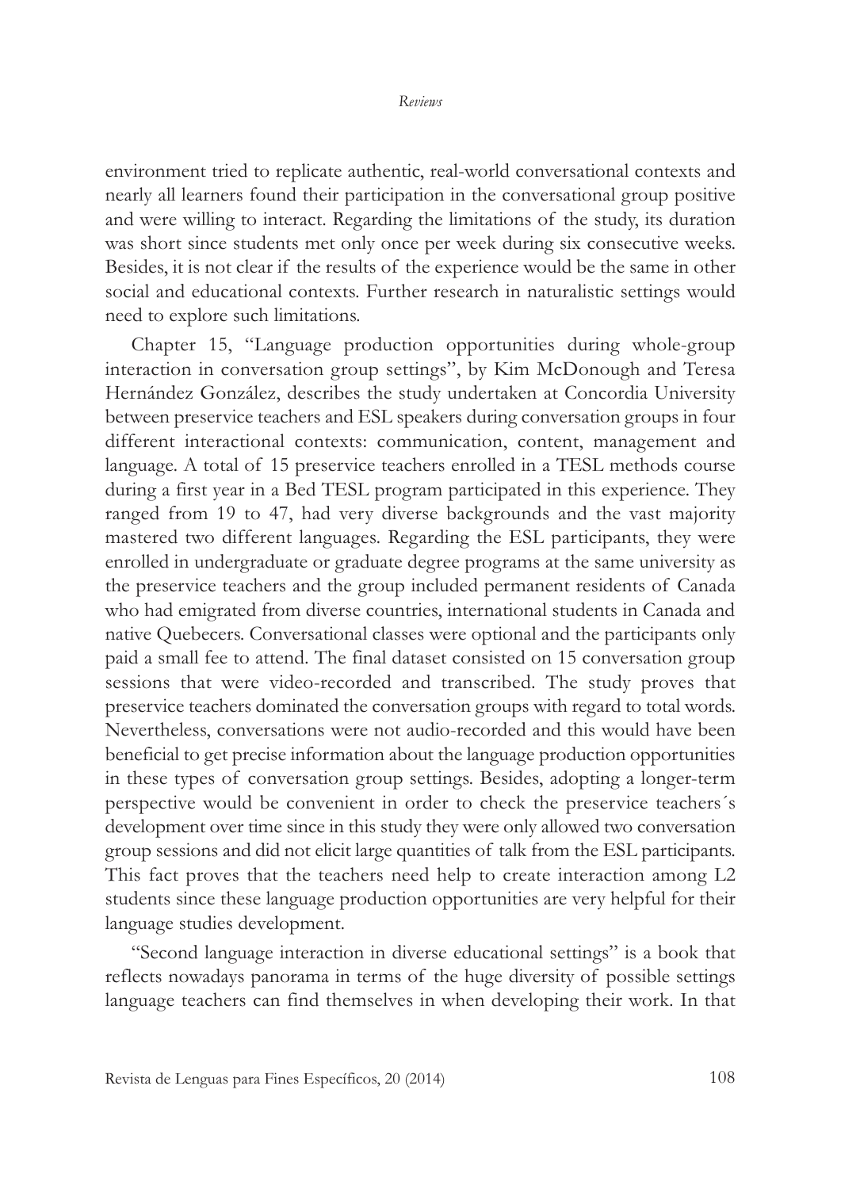environment tried to replicate authentic, real-world conversational contexts and nearly all learners found their participation in the conversational group positive and were willing to interact. Regarding the limitations of the study, its duration was short since students met only once per week during six consecutive weeks. Besides, it is not clear if the results of the experience would be the same in other social and educational contexts. Further research in naturalistic settings would need to explore such limitations.

Chapter 15, "Language production opportunities during whole-group interaction in conversation group settings", by Kim McDonough and Teresa Hernández González, describes the study undertaken at Concordia University between preservice teachers and ESL speakers during conversation groups in four different interactional contexts: communication, content, management and language. A total of 15 preservice teachers enrolled in a TESL methods course during a first year in a Bed TESL program participated in this experience. They ranged from 19 to 47, had very diverse backgrounds and the vast majority mastered two different languages. Regarding the ESL participants, they were enrolled in undergraduate or graduate degree programs at the same university as the preservice teachers and the group included permanent residents of Canada who had emigrated from diverse countries, international students in Canada and native Quebecers. Conversational classes were optional and the participants only paid a small fee to attend. The final dataset consisted on 15 conversation group sessions that were video-recorded and transcribed. The study proves that preservice teachers dominated the conversation groups with regard to total words. Nevertheless, conversations were not audio-recorded and this would have been beneficial to get precise information about the language production opportunities in these types of conversation group settings. Besides, adopting a longer-term perspective would be convenient in order to check the preservice teachers´s development over time since in this study they were only allowed two conversation group sessions and did not elicit large quantities of talk from the ESL participants. This fact proves that the teachers need help to create interaction among L2 students since these language production opportunities are very helpful for their language studies development.

"Second language interaction in diverse educational settings" is a book that reflects nowadays panorama in terms of the huge diversity of possible settings language teachers can find themselves in when developing their work. In that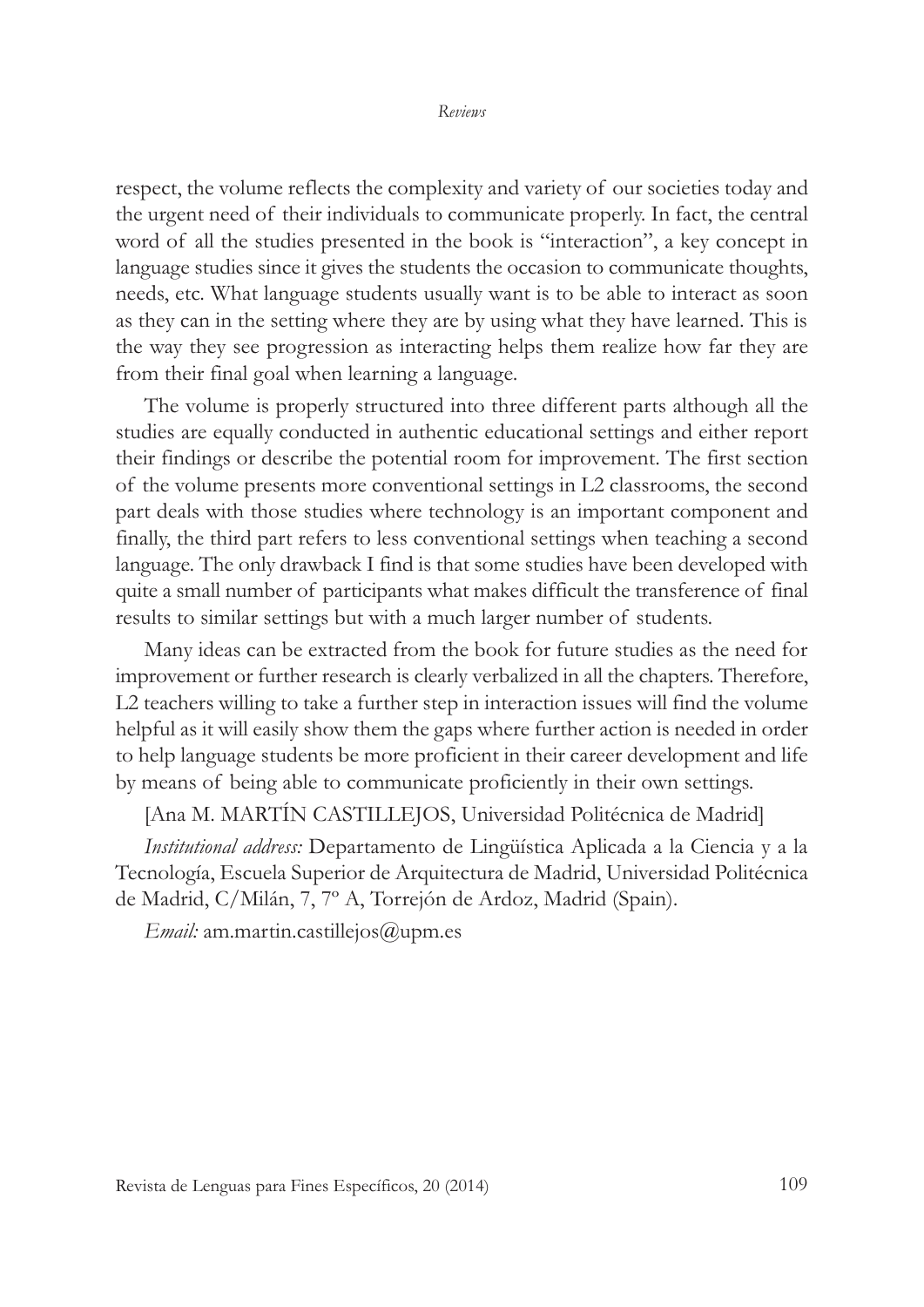respect, the volume reflects the complexity and variety of our societies today and the urgent need of their individuals to communicate properly. In fact, the central word of all the studies presented in the book is "interaction", a key concept in language studies since it gives the students the occasion to communicate thoughts, needs, etc. What language students usually want is to be able to interact as soon as they can in the setting where they are by using what they have learned. This is the way they see progression as interacting helps them realize how far they are from their final goal when learning a language.

The volume is properly structured into three different parts although all the studies are equally conducted in authentic educational settings and either report their findings or describe the potential room for improvement. The first section of the volume presents more conventional settings in L2 classrooms, the second part deals with those studies where technology is an important component and finally, the third part refers to less conventional settings when teaching a second language. The only drawback I find is that some studies have been developed with quite a small number of participants what makes difficult the transference of final results to similar settings but with a much larger number of students.

Many ideas can be extracted from the book for future studies as the need for improvement or further research is clearly verbalized in all the chapters. Therefore, L2 teachers willing to take a further step in interaction issues will find the volume helpful as it will easily show them the gaps where further action is needed in order to help language students be more proficient in their career development and life by means of being able to communicate proficiently in their own settings.

[Ana M. MARTÍN CASTILLEJOS, Universidad Politécnica de Madrid]

*Institutional address:* Departamento de Lingüística Aplicada a la Ciencia y a la Tecnología, Escuela Superior de Arquitectura de Madrid, Universidad Politécnica de Madrid, C/Milán, 7, 7º A, Torrejón de Ardoz, Madrid (Spain).

*Email:* am.martin.castillejos@upm.es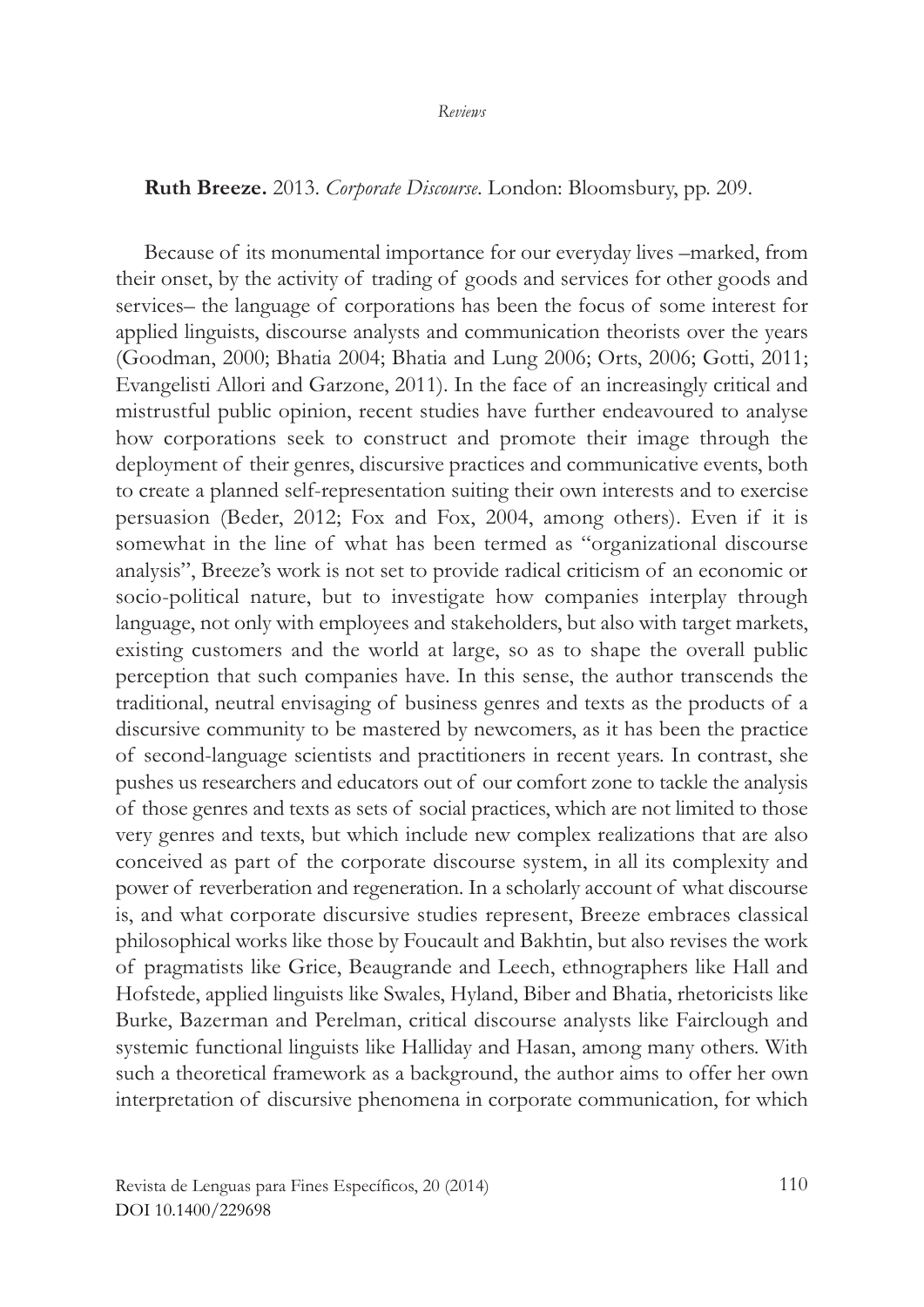**Ruth Breeze.** 2013. *Corporate Discourse*. London: Bloomsbury, pp. 209.

Because of its monumental importance for our everyday lives –marked, from their onset, by the activity of trading of goods and services for other goods and services– the language of corporations has been the focus of some interest for applied linguists, discourse analysts and communication theorists over the years (Goodman, 2000; Bhatia 2004; Bhatia and Lung 2006; Orts, 2006; Gotti, 2011; Evangelisti Allori and Garzone, 2011). In the face of an increasingly critical and mistrustful public opinion, recent studies have further endeavoured to analyse how corporations seek to construct and promote their image through the deployment of their genres, discursive practices and communicative events, both to create a planned self-representation suiting their own interests and to exercise persuasion (Beder, 2012; Fox and Fox, 2004, among others). Even if it is somewhat in the line of what has been termed as "organizational discourse analysis", Breeze's work is not set to provide radical criticism of an economic or socio-political nature, but to investigate how companies interplay through language, not only with employees and stakeholders, but also with target markets, existing customers and the world at large, so as to shape the overall public perception that such companies have. In this sense, the author transcends the traditional, neutral envisaging of business genres and texts as the products of a discursive community to be mastered by newcomers, as it has been the practice of second-language scientists and practitioners in recent years. In contrast, she pushes us researchers and educators out of our comfort zone to tackle the analysis of those genres and texts as sets of social practices, which are not limited to those very genres and texts, but which include new complex realizations that are also conceived as part of the corporate discourse system, in all its complexity and power of reverberation and regeneration. In a scholarly account of what discourse is, and what corporate discursive studies represent, Breeze embraces classical philosophical works like those by Foucault and Bakhtin, but also revises the work of pragmatists like Grice, Beaugrande and Leech, ethnographers like Hall and Hofstede, applied linguists like Swales, Hyland, Biber and Bhatia, rhetoricists like Burke, Bazerman and Perelman, critical discourse analysts like Fairclough and systemic functional linguists like Halliday and Hasan, among many others. With such a theoretical framework as a background, the author aims to offer her own interpretation of discursive phenomena in corporate communication, for which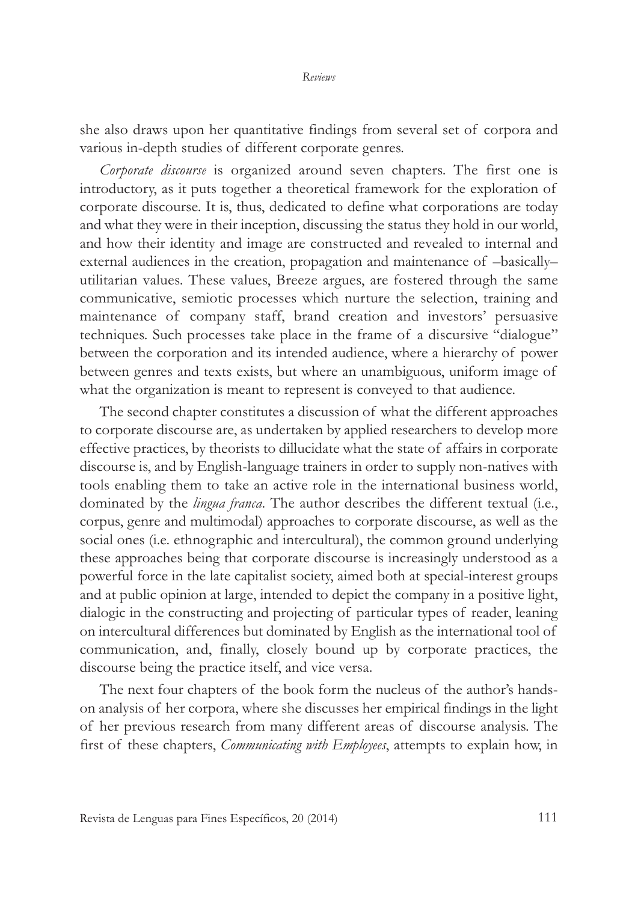she also draws upon her quantitative findings from several set of corpora and various in-depth studies of different corporate genres.

*Corporate discourse* is organized around seven chapters. The first one is introductory, as it puts together a theoretical framework for the exploration of corporate discourse. It is, thus, dedicated to define what corporations are today and what they were in their inception, discussing the status they hold in our world, and how their identity and image are constructed and revealed to internal and external audiences in the creation, propagation and maintenance of –basically– utilitarian values. These values, Breeze argues, are fostered through the same communicative, semiotic processes which nurture the selection, training and maintenance of company staff, brand creation and investors' persuasive techniques. Such processes take place in the frame of a discursive "dialogue" between the corporation and its intended audience, where a hierarchy of power between genres and texts exists, but where an unambiguous, uniform image of what the organization is meant to represent is conveyed to that audience.

The second chapter constitutes a discussion of what the different approaches to corporate discourse are, as undertaken by applied researchers to develop more effective practices, by theorists to dillucidate what the state of affairs in corporate discourse is, and by English-language trainers in order to supply non-natives with tools enabling them to take an active role in the international business world, dominated by the *lingua franca*. The author describes the different textual (i.e., corpus, genre and multimodal) approaches to corporate discourse, as well as the social ones (i.e. ethnographic and intercultural), the common ground underlying these approaches being that corporate discourse is increasingly understood as a powerful force in the late capitalist society, aimed both at special-interest groups and at public opinion at large, intended to depict the company in a positive light, dialogic in the constructing and projecting of particular types of reader, leaning on intercultural differences but dominated by English as the international tool of communication, and, finally, closely bound up by corporate practices, the discourse being the practice itself, and vice versa.

The next four chapters of the book form the nucleus of the author's hands-on analysis of her corpora, where she discusses her empirical findings in the light of her previous research from many different areas of discourse analysis. The first of these chapters, *Communicating with Employees*, attempts to explain how, in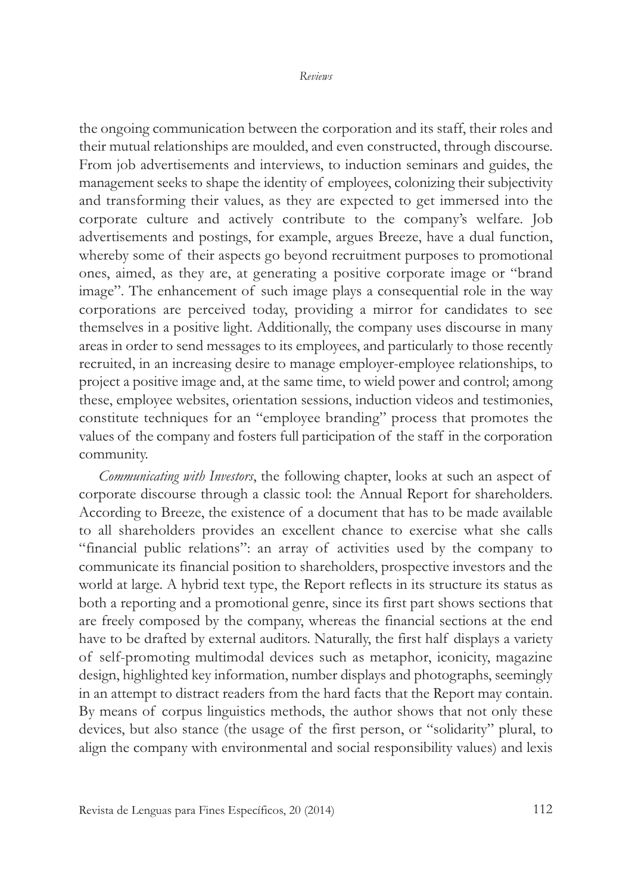the ongoing communication between the corporation and its staff, their roles and their mutual relationships are moulded, and even constructed, through discourse. From job advertisements and interviews, to induction seminars and guides, the management seeks to shape the identity of employees, colonizing their subjectivity and transforming their values, as they are expected to get immersed into the corporate culture and actively contribute to the company's welfare. Job advertisements and postings, for example, argues Breeze, have a dual function, whereby some of their aspects go beyond recruitment purposes to promotional ones, aimed, as they are, at generating a positive corporate image or "brand image". The enhancement of such image plays a consequential role in the way corporations are perceived today, providing a mirror for candidates to see themselves in a positive light. Additionally, the company uses discourse in many areas in order to send messages to its employees, and particularly to those recently recruited, in an increasing desire to manage employer-employee relationships, to project a positive image and, at the same time, to wield power and control; among these, employee websites, orientation sessions, induction videos and testimonies, constitute techniques for an "employee branding" process that promotes the values of the company and fosters full participation of the staff in the corporation community.

*Communicating with Investors*, the following chapter, looks at such an aspect of corporate discourse through a classic tool: the Annual Report for shareholders. According to Breeze, the existence of a document that has to be made available to all shareholders provides an excellent chance to exercise what she calls "financial public relations": an array of activities used by the company to communicate its financial position to shareholders, prospective investors and the world at large. A hybrid text type, the Report reflects in its structure its status as both a reporting and a promotional genre, since its first part shows sections that are freely composed by the company, whereas the financial sections at the end have to be drafted by external auditors. Naturally, the first half displays a variety of self-promoting multimodal devices such as metaphor, iconicity, magazine design, highlighted key information, number displays and photographs, seemingly in an attempt to distract readers from the hard facts that the Report may contain. By means of corpus linguistics methods, the author shows that not only these devices, but also stance (the usage of the first person, or "solidarity" plural, to align the company with environmental and social responsibility values) and lexis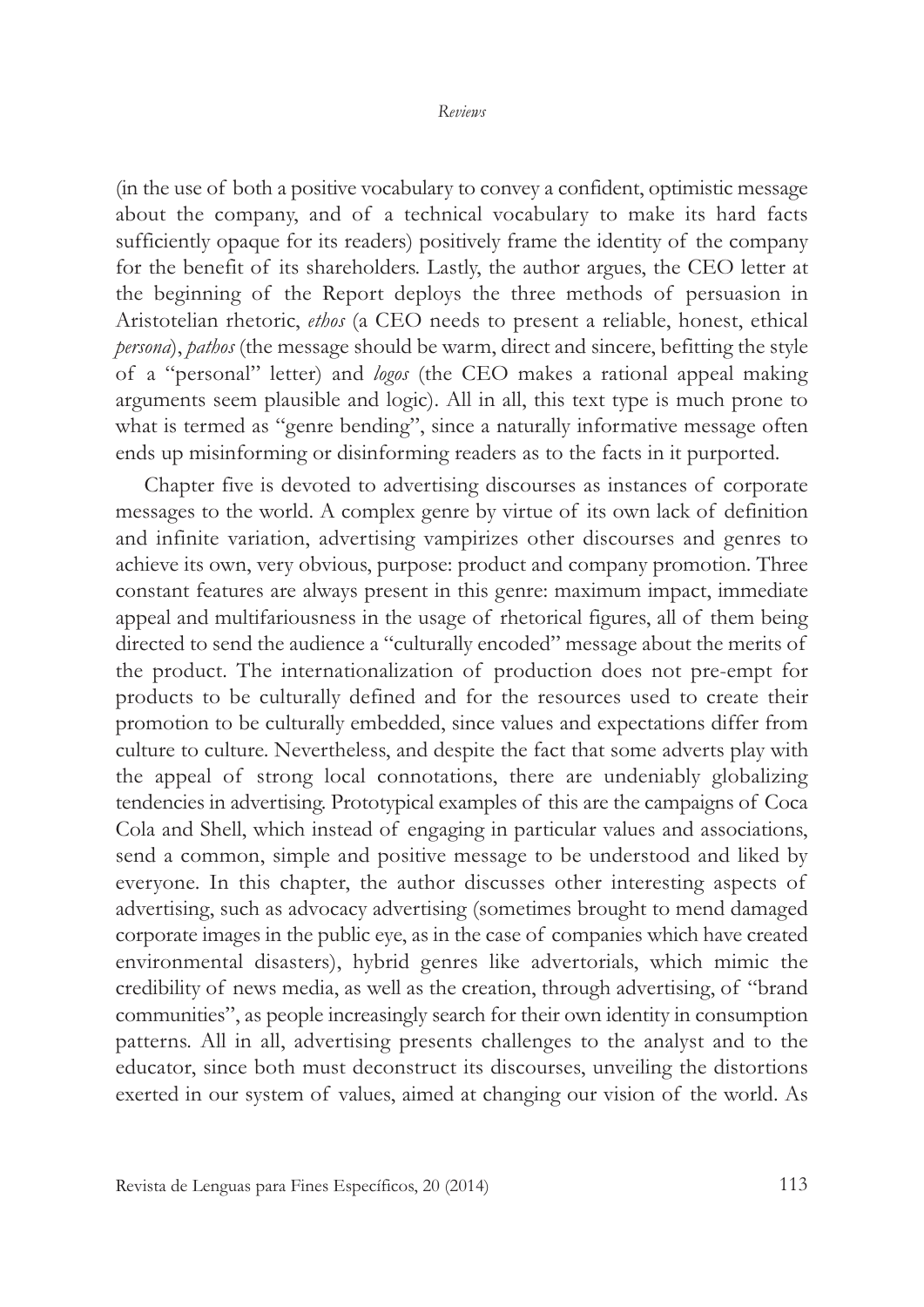(in the use of both a positive vocabulary to convey a confident, optimistic message about the company, and of a technical vocabulary to make its hard facts sufficiently opaque for its readers) positively frame the identity of the company for the benefit of its shareholders. Lastly, the author argues, the CEO letter at the beginning of the Report deploys the three methods of persuasion in Aristotelian rhetoric, *ethos* (a CEO needs to present a reliable, honest, ethical *persona*), *pathos* (the message should be warm, direct and sincere, befitting the style of a "personal" letter) and *logos* (the CEO makes a rational appeal making arguments seem plausible and logic). All in all, this text type is much prone to what is termed as "genre bending", since a naturally informative message often ends up misinforming or disinforming readers as to the facts in it purported.

Chapter five is devoted to advertising discourses as instances of corporate messages to the world. A complex genre by virtue of its own lack of definition and infinite variation, advertising vampirizes other discourses and genres to achieve its own, very obvious, purpose: product and company promotion. Three constant features are always present in this genre: maximum impact, immediate appeal and multifariousness in the usage of rhetorical figures, all of them being directed to send the audience a "culturally encoded" message about the merits of the product. The internationalization of production does not pre-empt for products to be culturally defined and for the resources used to create their promotion to be culturally embedded, since values and expectations differ from culture to culture. Nevertheless, and despite the fact that some adverts play with the appeal of strong local connotations, there are undeniably globalizing tendencies in advertising. Prototypical examples of this are the campaigns of Coca Cola and Shell, which instead of engaging in particular values and associations, send a common, simple and positive message to be understood and liked by everyone. In this chapter, the author discusses other interesting aspects of advertising, such as advocacy advertising (sometimes brought to mend damaged corporate images in the public eye, as in the case of companies which have created environmental disasters), hybrid genres like advertorials, which mimic the credibility of news media, as well as the creation, through advertising, of "brand communities", as people increasingly search for their own identity in consumption patterns. All in all, advertising presents challenges to the analyst and to the educator, since both must deconstruct its discourses, unveiling the distortions exerted in our system of values, aimed at changing our vision of the world. As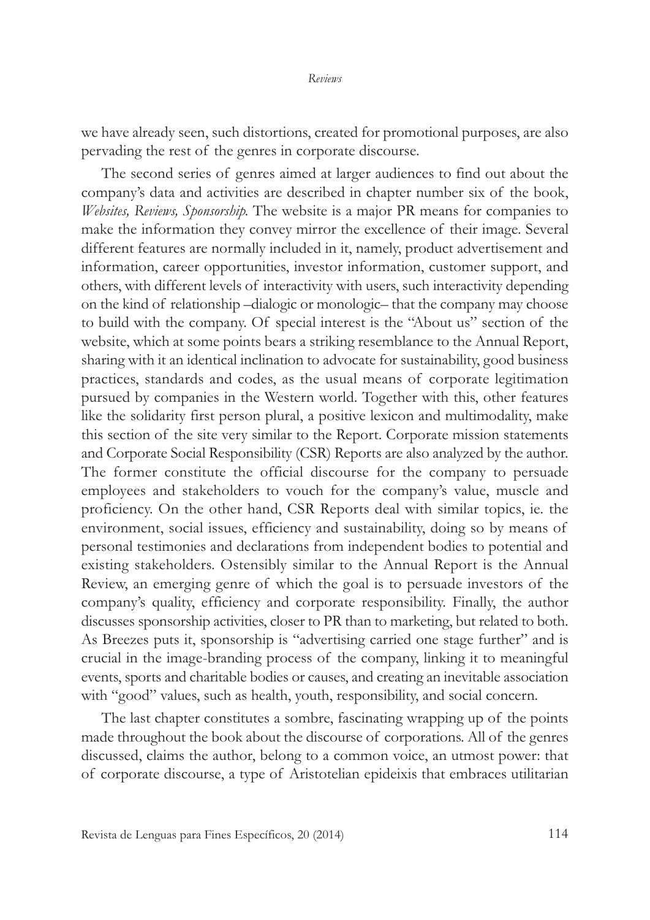we have already seen, such distortions, created for promotional purposes, are also pervading the rest of the genres in corporate discourse.

The second series of genres aimed at larger audiences to find out about the company's data and activities are described in chapter number six of the book, *Websites, Reviews, Sponsorship*. The website is a major PR means for companies to make the information they convey mirror the excellence of their image. Several different features are normally included in it, namely, product advertisement and information, career opportunities, investor information, customer support, and others, with different levels of interactivity with users, such interactivity depending on the kind of relationship –dialogic or monologic– that the company may choose to build with the company. Of special interest is the "About us" section of the website, which at some points bears a striking resemblance to the Annual Report, sharing with it an identical inclination to advocate for sustainability, good business practices, standards and codes, as the usual means of corporate legitimation pursued by companies in the Western world. Together with this, other features like the solidarity first person plural, a positive lexicon and multimodality, make this section of the site very similar to the Report. Corporate mission statements and Corporate Social Responsibility (CSR) Reports are also analyzed by the author. The former constitute the official discourse for the company to persuade employees and stakeholders to vouch for the company's value, muscle and proficiency. On the other hand, CSR Reports deal with similar topics, ie. the environment, social issues, efficiency and sustainability, doing so by means of personal testimonies and declarations from independent bodies to potential and existing stakeholders. Ostensibly similar to the Annual Report is the Annual Review, an emerging genre of which the goal is to persuade investors of the company's quality, efficiency and corporate responsibility. Finally, the author discusses sponsorship activities, closer to PR than to marketing, but related to both. As Breezes puts it, sponsorship is "advertising carried one stage further" and is crucial in the image-branding process of the company, linking it to meaningful events, sports and charitable bodies or causes, and creating an inevitable association with "good" values, such as health, youth, responsibility, and social concern.

The last chapter constitutes a sombre, fascinating wrapping up of the points made throughout the book about the discourse of corporations. All of the genres discussed, claims the author, belong to a common voice, an utmost power: that of corporate discourse, a type of Aristotelian epideixis that embraces utilitarian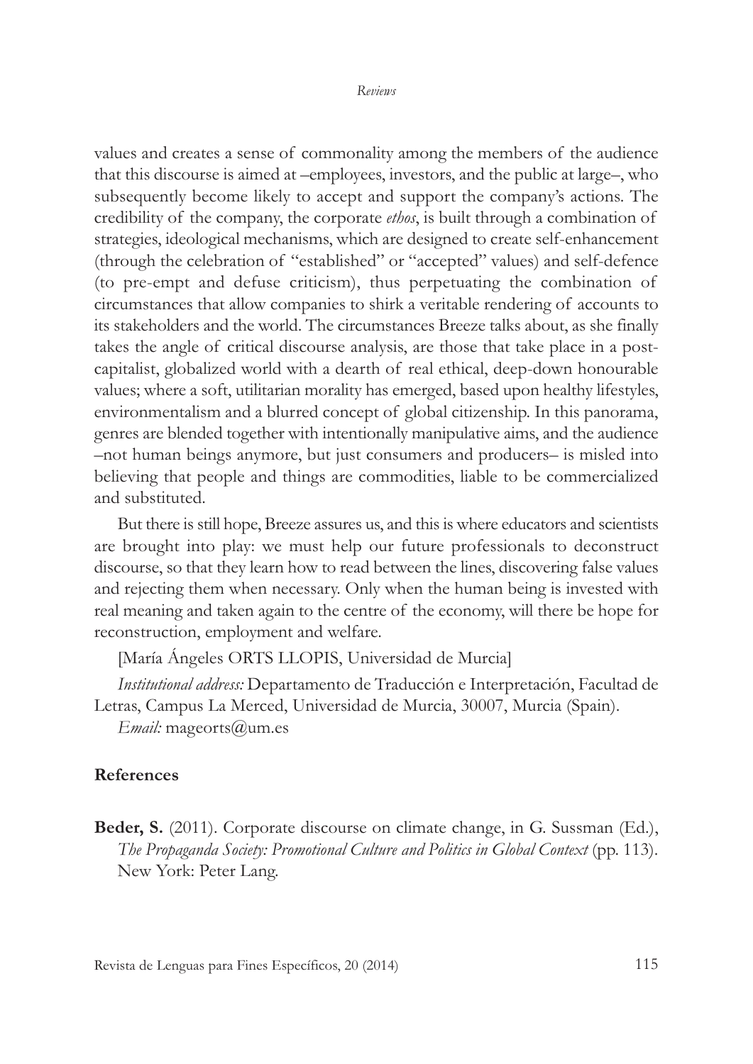values and creates a sense of commonality among the members of the audience that this discourse is aimed at –employees, investors, and the public at large–, who subsequently become likely to accept and support the company's actions. The credibility of the company, the corporate *ethos*, is built through a combination of strategies, ideological mechanisms, which are designed to create self-enhancement (through the celebration of "established" or "accepted" values) and self-defence (to pre-empt and defuse criticism), thus perpetuating the combination of circumstances that allow companies to shirk a veritable rendering of accounts to its stakeholders and the world. The circumstances Breeze talks about, as she finally takes the angle of critical discourse analysis, are those that take place in a post-capitalist, globalized world with a dearth of real ethical, deep-down honourable values; where a soft, utilitarian morality has emerged, based upon healthy lifestyles, environmentalism and a blurred concept of global citizenship. In this panorama, genres are blended together with intentionally manipulative aims, and the audience –not human beings anymore, but just consumers and producers– is misled into believing that people and things are commodities, liable to be commercialized and substituted.

But there is still hope, Breeze assures us, and this is where educators and scientists are brought into play: we must help our future professionals to deconstruct discourse, so that they learn how to read between the lines, discovering false values and rejecting them when necessary. Only when the human being is invested with real meaning and taken again to the centre of the economy, will there be hope for reconstruction, employment and welfare.

[María Ángeles ORTS LLOPIS, Universidad de Murcia]

*Institutional address:* Departamento de Traducción e Interpretación, Facultad de Letras, Campus La Merced, Universidad de Murcia, 30007, Murcia (Spain).

*Email:* mageorts@um.es

## References

**Beder, S.** (2011). Corporate discourse on climate change, in G. Sussman (Ed.), *The Propaganda Society: Promotional Culture and Politics in Global Context* (pp. 113). New York: Peter Lang.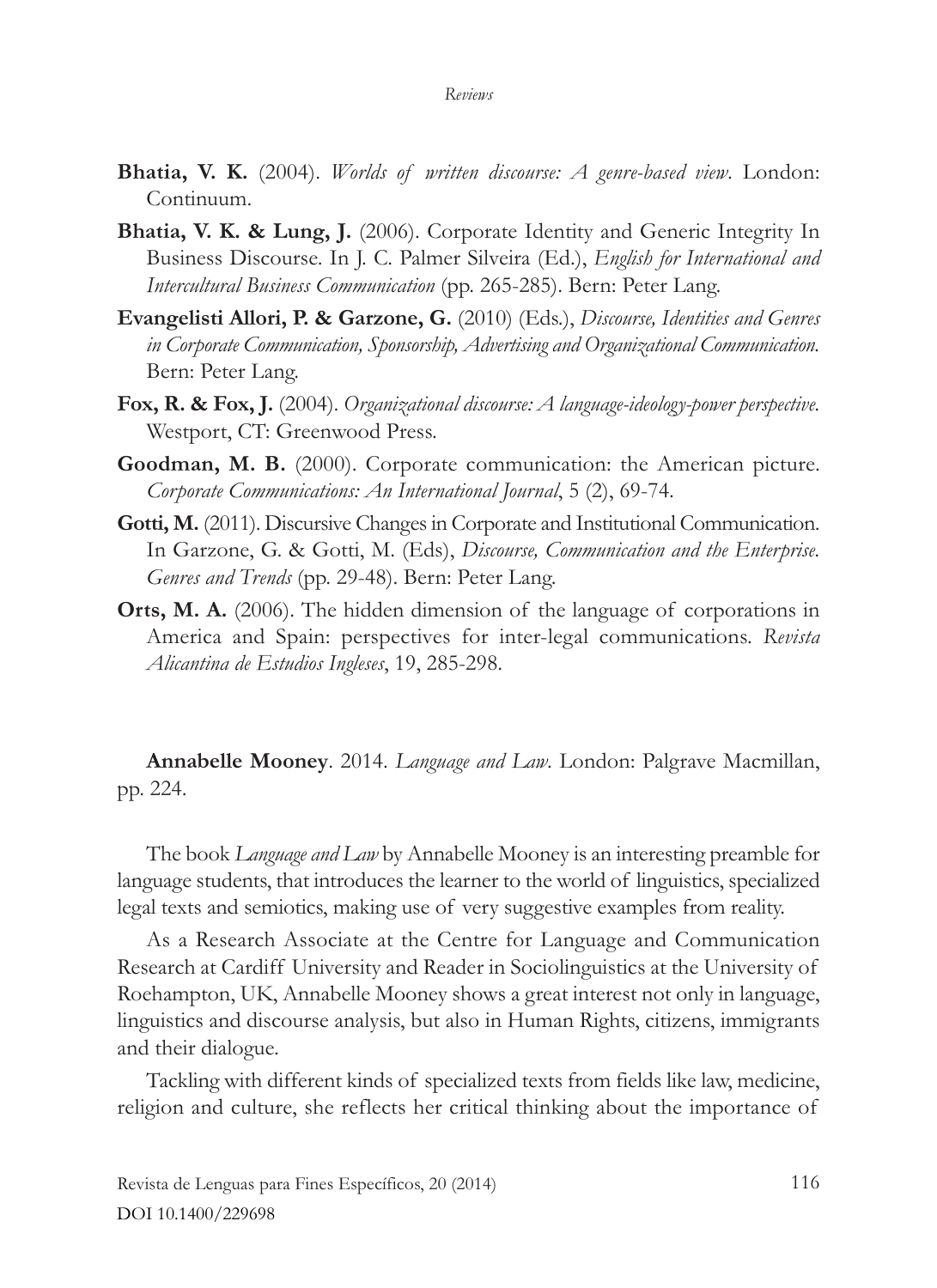**Bhatia, V. K.** (2004). *Worlds of written discourse: A genre-based view*. London: Continuum.

**Bhatia, V. K. & Lung, J.** (2006). Corporate Identity and Generic Integrity In Business Discourse. In J. C. Palmer Silveira (Ed.), *English for International and Intercultural Business Communication* (pp. 265-285). Bern: Peter Lang.

**Evangelisti Allori, P. & Garzone, G.** (2010) (Eds.), *Discourse, Identities and Genres in Corporate Communication, Sponsorship, Advertising and Organizational Communication.* Bern: Peter Lang.

**Fox, R. & Fox, J.** (2004). *Organizational discourse: A language-ideology-power perspective*. Westport, CT: Greenwood Press.

**Goodman, M. B.** (2000). Corporate communication: the American picture. *Corporate Communications: An International Journal*, 5 (2), 69-74.

**Gotti, M.** (2011). Discursive Changes in Corporate and Institutional Communication. In Garzone, G. & Gotti, M. (Eds), *Discourse, Communication and the Enterprise. Genres and Trends* (pp. 29-48). Bern: Peter Lang.

**Orts, M. A.** (2006). The hidden dimension of the language of corporations in America and Spain: perspectives for inter-legal communications. *Revista Alicantina de Estudios Ingleses*, 19, 285-298.

**Annabelle Mooney**. 2014. *Language and Law*. London: Palgrave Macmillan, pp. 224.

The book *Language and Law* by Annabelle Mooney is an interesting preamble for language students, that introduces the learner to the world of linguistics, specialized legal texts and semiotics, making use of very suggestive examples from reality.

As a Research Associate at the Centre for Language and Communication Research at Cardiff University and Reader in Sociolinguistics at the University of Roehampton, UK, Annabelle Mooney shows a great interest not only in language, linguistics and discourse analysis, but also in Human Rights, citizens, immigrants and their dialogue.

Tackling with different kinds of specialized texts from fields like law, medicine, religion and culture, she reflects her critical thinking about the importance of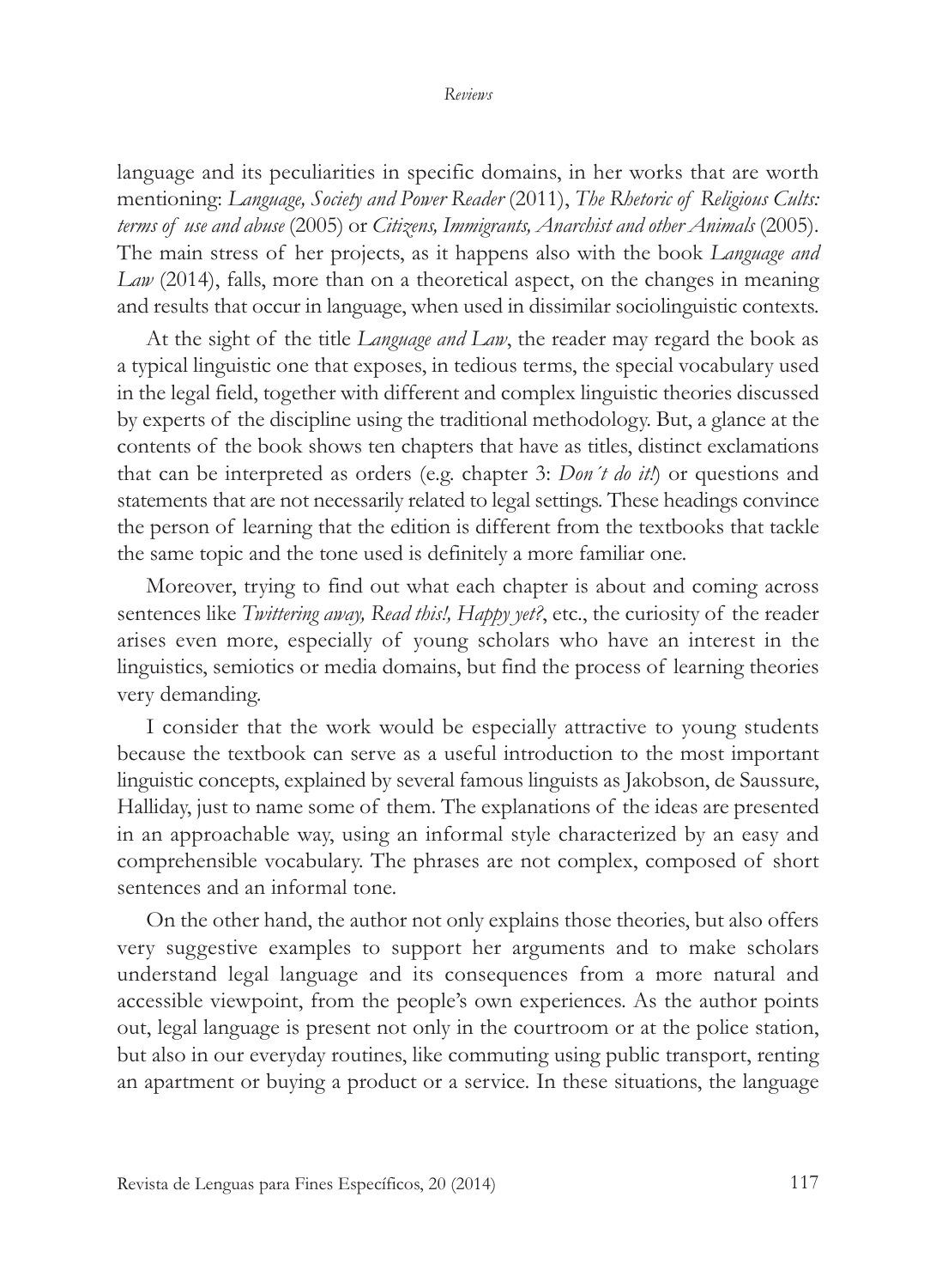language and its peculiarities in specific domains, in her works that are worth mentioning: *Language, Society and Power Reader* (2011), *The Rhetoric of Religious Cults: terms of use and abuse* (2005) or *Citizens, Immigrants, Anarchist and other Animals* (2005). The main stress of her projects, as it happens also with the book *Language and Law* (2014), falls, more than on a theoretical aspect, on the changes in meaning and results that occur in language, when used in dissimilar sociolinguistic contexts.

At the sight of the title *Language and Law*, the reader may regard the book as a typical linguistic one that exposes, in tedious terms, the special vocabulary used in the legal field, together with different and complex linguistic theories discussed by experts of the discipline using the traditional methodology. But, a glance at the contents of the book shows ten chapters that have as titles, distinct exclamations that can be interpreted as orders (e.g. chapter 3: *Don´t do it!*) or questions and statements that are not necessarily related to legal settings. These headings convince the person of learning that the edition is different from the textbooks that tackle the same topic and the tone used is definitely a more familiar one.

Moreover, trying to find out what each chapter is about and coming across sentences like *Twittering away, Read this!, Happy yet?*, etc., the curiosity of the reader arises even more, especially of young scholars who have an interest in the linguistics, semiotics or media domains, but find the process of learning theories very demanding.

I consider that the work would be especially attractive to young students because the textbook can serve as a useful introduction to the most important linguistic concepts, explained by several famous linguists as Jakobson, de Saussure, Halliday, just to name some of them. The explanations of the ideas are presented in an approachable way, using an informal style characterized by an easy and comprehensible vocabulary. The phrases are not complex, composed of short sentences and an informal tone.

On the other hand, the author not only explains those theories, but also offers very suggestive examples to support her arguments and to make scholars understand legal language and its consequences from a more natural and accessible viewpoint, from the people's own experiences. As the author points out, legal language is present not only in the courtroom or at the police station, but also in our everyday routines, like commuting using public transport, renting an apartment or buying a product or a service. In these situations, the language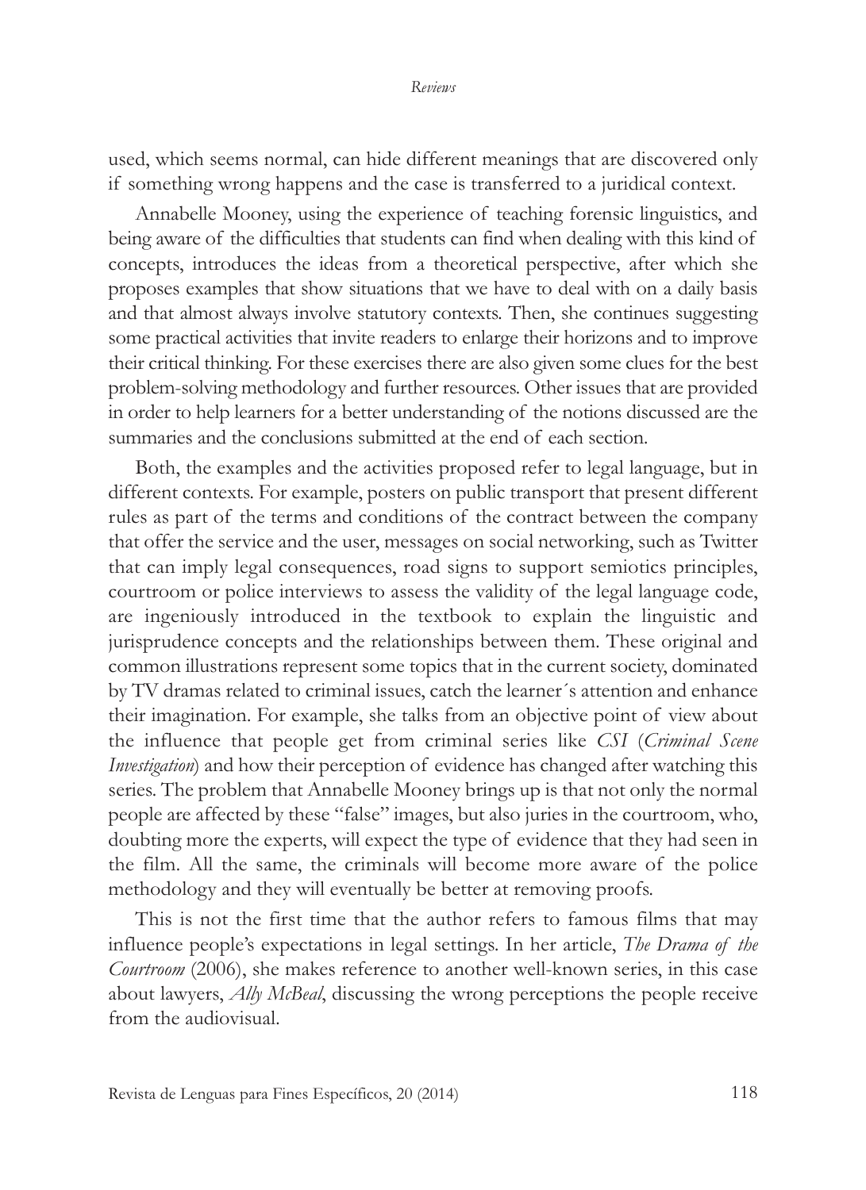used, which seems normal, can hide different meanings that are discovered only if something wrong happens and the case is transferred to a juridical context.

Annabelle Mooney, using the experience of teaching forensic linguistics, and being aware of the difficulties that students can find when dealing with this kind of concepts, introduces the ideas from a theoretical perspective, after which she proposes examples that show situations that we have to deal with on a daily basis and that almost always involve statutory contexts. Then, she continues suggesting some practical activities that invite readers to enlarge their horizons and to improve their critical thinking. For these exercises there are also given some clues for the best problem-solving methodology and further resources. Other issues that are provided in order to help learners for a better understanding of the notions discussed are the summaries and the conclusions submitted at the end of each section.

Both, the examples and the activities proposed refer to legal language, but in different contexts. For example, posters on public transport that present different rules as part of the terms and conditions of the contract between the company that offer the service and the user, messages on social networking, such as Twitter that can imply legal consequences, road signs to support semiotics principles, courtroom or police interviews to assess the validity of the legal language code, are ingeniously introduced in the textbook to explain the linguistic and jurisprudence concepts and the relationships between them. These original and common illustrations represent some topics that in the current society, dominated by TV dramas related to criminal issues, catch the learner´s attention and enhance their imagination. For example, she talks from an objective point of view about the influence that people get from criminal series like *CSI* (*Criminal Scene Investigation*) and how their perception of evidence has changed after watching this series. The problem that Annabelle Mooney brings up is that not only the normal people are affected by these "false" images, but also juries in the courtroom, who, doubting more the experts, will expect the type of evidence that they had seen in the film. All the same, the criminals will become more aware of the police methodology and they will eventually be better at removing proofs.

This is not the first time that the author refers to famous films that may influence people's expectations in legal settings. In her article, *The Drama of the Courtroom* (2006), she makes reference to another well-known series, in this case about lawyers, *Ally McBeal*, discussing the wrong perceptions the people receive from the audiovisual.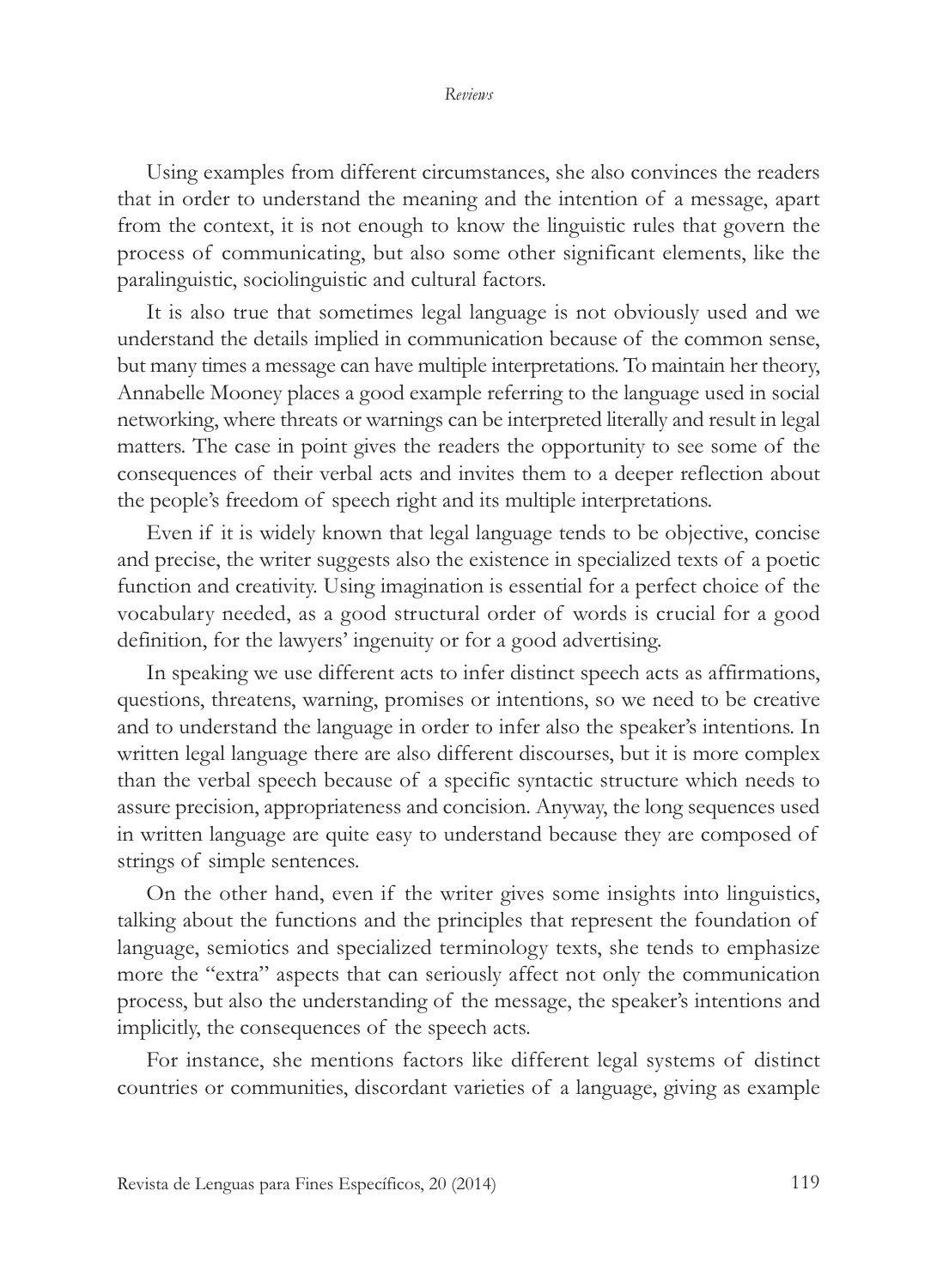Using examples from different circumstances, she also convinces the readers that in order to understand the meaning and the intention of a message, apart from the context, it is not enough to know the linguistic rules that govern the process of communicating, but also some other significant elements, like the paralinguistic, sociolinguistic and cultural factors.

It is also true that sometimes legal language is not obviously used and we understand the details implied in communication because of the common sense, but many times a message can have multiple interpretations. To maintain her theory, Annabelle Mooney places a good example referring to the language used in social networking, where threats or warnings can be interpreted literally and result in legal matters. The case in point gives the readers the opportunity to see some of the consequences of their verbal acts and invites them to a deeper reflection about the people's freedom of speech right and its multiple interpretations.

Even if it is widely known that legal language tends to be objective, concise and precise, the writer suggests also the existence in specialized texts of a poetic function and creativity. Using imagination is essential for a perfect choice of the vocabulary needed, as a good structural order of words is crucial for a good definition, for the lawyers' ingenuity or for a good advertising.

In speaking we use different acts to infer distinct speech acts as affirmations, questions, threatens, warning, promises or intentions, so we need to be creative and to understand the language in order to infer also the speaker's intentions. In written legal language there are also different discourses, but it is more complex than the verbal speech because of a specific syntactic structure which needs to assure precision, appropriateness and concision. Anyway, the long sequences used in written language are quite easy to understand because they are composed of strings of simple sentences.

On the other hand, even if the writer gives some insights into linguistics, talking about the functions and the principles that represent the foundation of language, semiotics and specialized terminology texts, she tends to emphasize more the "extra" aspects that can seriously affect not only the communication process, but also the understanding of the message, the speaker's intentions and implicitly, the consequences of the speech acts.

For instance, she mentions factors like different legal systems of distinct countries or communities, discordant varieties of a language, giving as example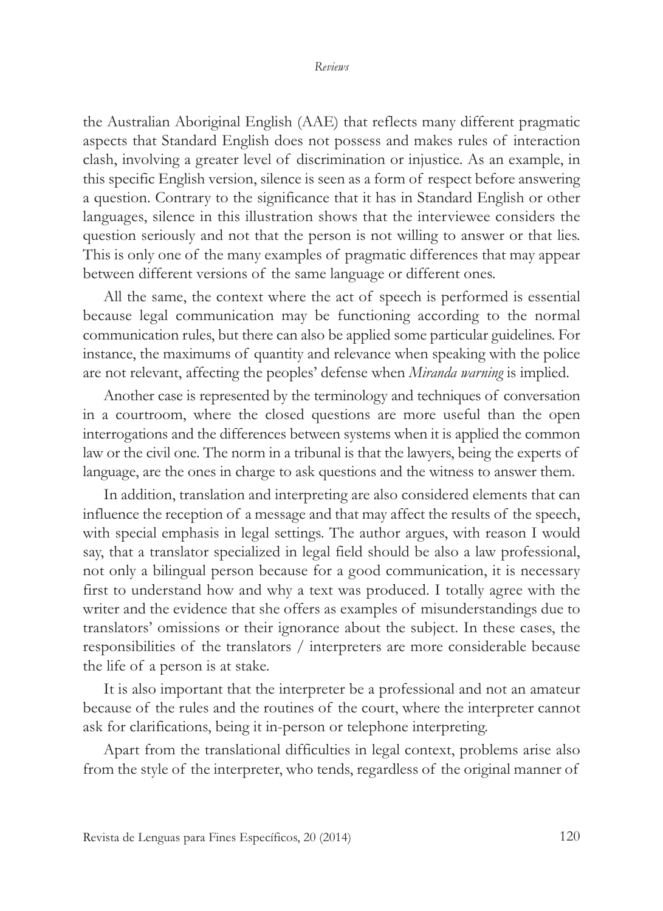the Australian Aboriginal English (AAE) that reflects many different pragmatic aspects that Standard English does not possess and makes rules of interaction clash, involving a greater level of discrimination or injustice. As an example, in this specific English version, silence is seen as a form of respect before answering a question. Contrary to the significance that it has in Standard English or other languages, silence in this illustration shows that the interviewee considers the question seriously and not that the person is not willing to answer or that lies. This is only one of the many examples of pragmatic differences that may appear between different versions of the same language or different ones.

All the same, the context where the act of speech is performed is essential because legal communication may be functioning according to the normal communication rules, but there can also be applied some particular guidelines. For instance, the maximums of quantity and relevance when speaking with the police are not relevant, affecting the peoples' defense when *Miranda warning* is implied.

Another case is represented by the terminology and techniques of conversation in a courtroom, where the closed questions are more useful than the open interrogations and the differences between systems when it is applied the common law or the civil one. The norm in a tribunal is that the lawyers, being the experts of language, are the ones in charge to ask questions and the witness to answer them.

In addition, translation and interpreting are also considered elements that can influence the reception of a message and that may affect the results of the speech, with special emphasis in legal settings. The author argues, with reason I would say, that a translator specialized in legal field should be also a law professional, not only a bilingual person because for a good communication, it is necessary first to understand how and why a text was produced. I totally agree with the writer and the evidence that she offers as examples of misunderstandings due to translators' omissions or their ignorance about the subject. In these cases, the responsibilities of the translators / interpreters are more considerable because the life of a person is at stake.

It is also important that the interpreter be a professional and not an amateur because of the rules and the routines of the court, where the interpreter cannot ask for clarifications, being it in-person or telephone interpreting.

Apart from the translational difficulties in legal context, problems arise also from the style of the interpreter, who tends, regardless of the original manner of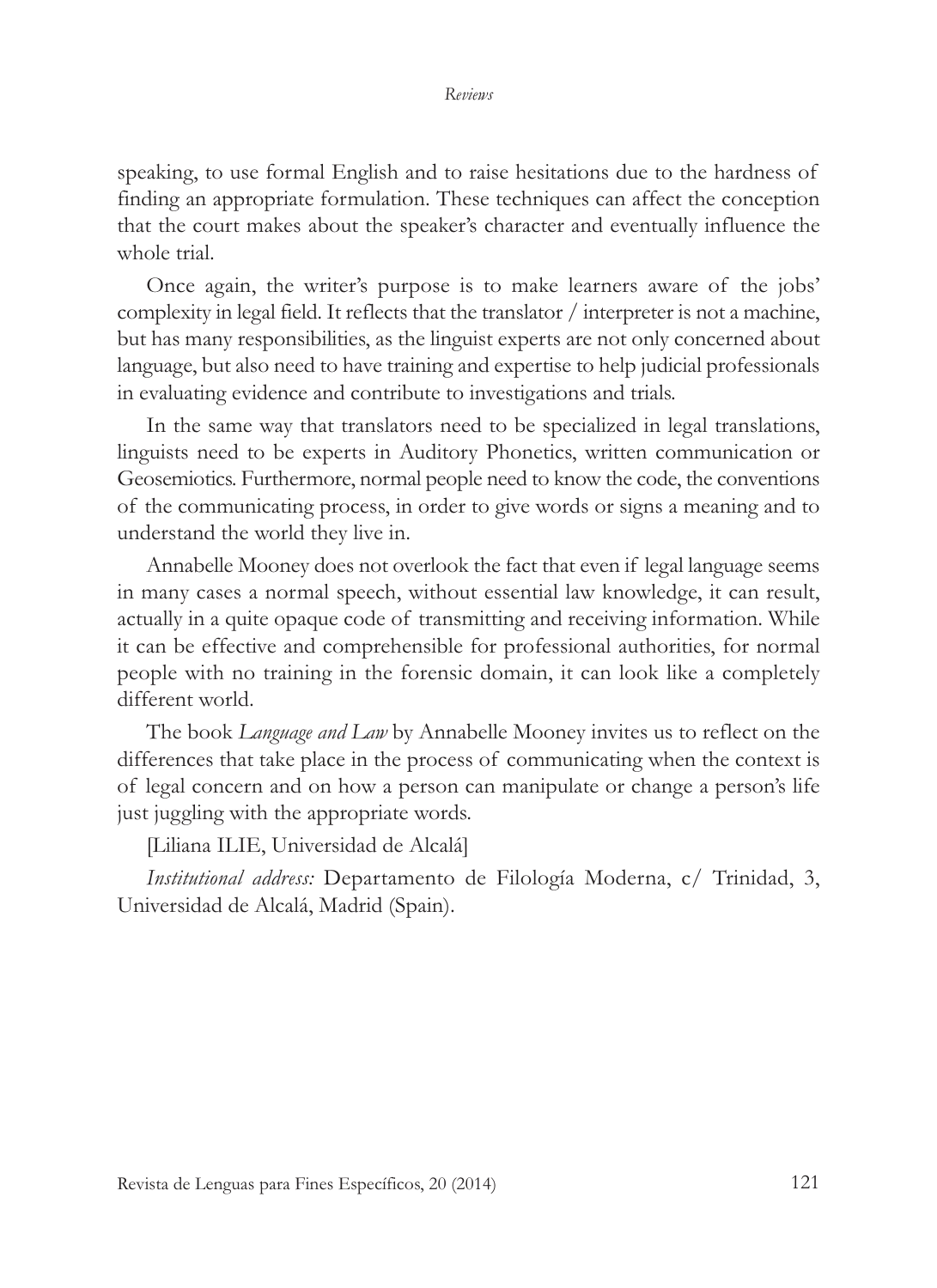speaking, to use formal English and to raise hesitations due to the hardness of finding an appropriate formulation. These techniques can affect the conception that the court makes about the speaker's character and eventually influence the whole trial.

Once again, the writer's purpose is to make learners aware of the jobs' complexity in legal field. It reflects that the translator / interpreter is not a machine, but has many responsibilities, as the linguist experts are not only concerned about language, but also need to have training and expertise to help judicial professionals in evaluating evidence and contribute to investigations and trials.

In the same way that translators need to be specialized in legal translations, linguists need to be experts in Auditory Phonetics, written communication or Geosemiotics. Furthermore, normal people need to know the code, the conventions of the communicating process, in order to give words or signs a meaning and to understand the world they live in.

Annabelle Mooney does not overlook the fact that even if legal language seems in many cases a normal speech, without essential law knowledge, it can result, actually in a quite opaque code of transmitting and receiving information. While it can be effective and comprehensible for professional authorities, for normal people with no training in the forensic domain, it can look like a completely different world.

The book *Language and Law* by Annabelle Mooney invites us to reflect on the differences that take place in the process of communicating when the context is of legal concern and on how a person can manipulate or change a person's life just juggling with the appropriate words.

[Liliana ILIE, Universidad de Alcalá]

*Institutional address:* Departamento de Filología Moderna, c/ Trinidad, 3, Universidad de Alcalá, Madrid (Spain).